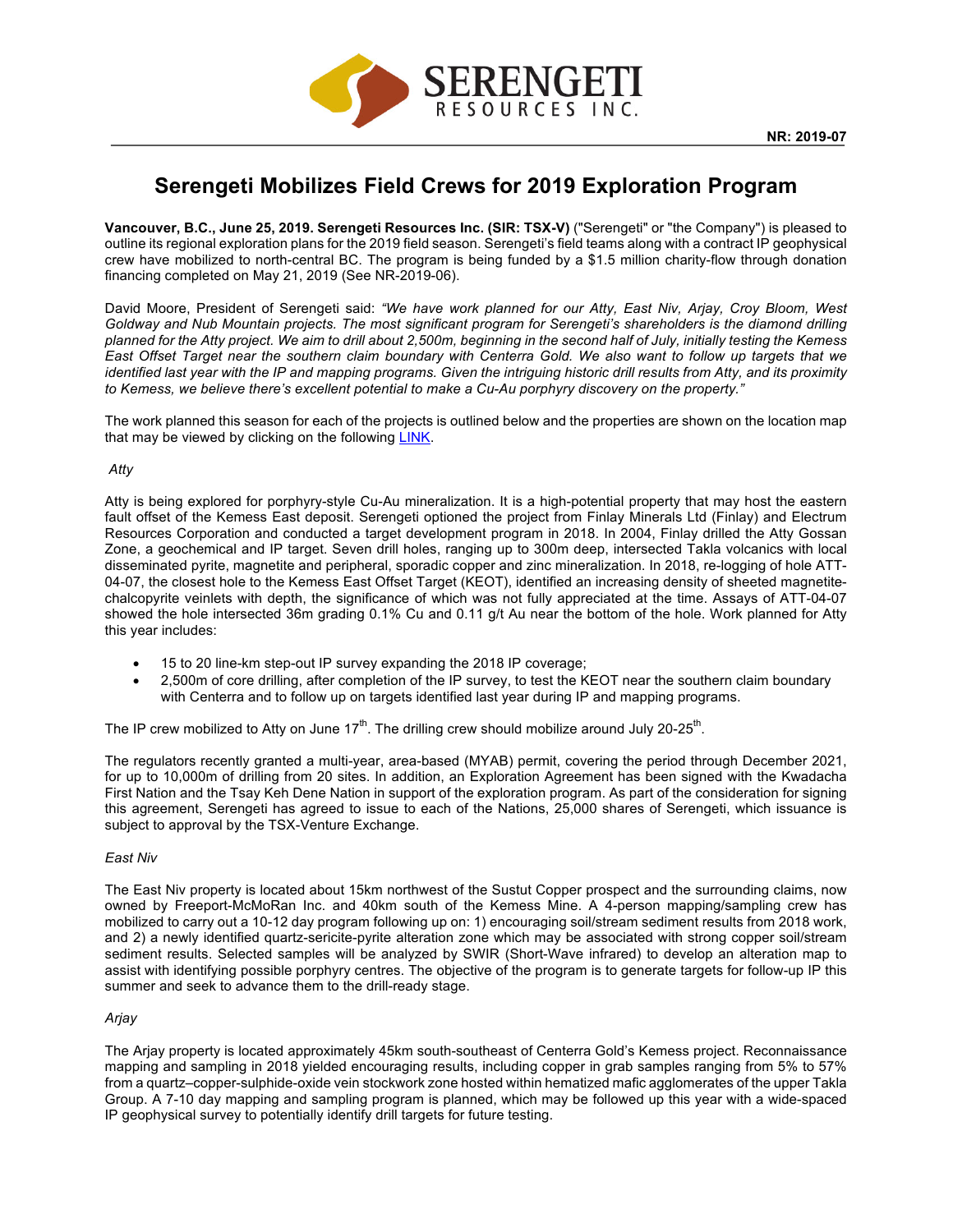SERENGETI RESOURCES INC.

**NR: 2019-07**

# Serengeti Mobilizes Field Crews for 2019 Exploration Program

**Vancouver, B.C., June 25, 2019. Serengeti Resources Inc. (SIR: TSX-V)** ("Serengeti" or "the Company") is pleased to outline its regional exploration plans for the 2019 field season. Serengeti's field teams along with a contract IP geophysical crew have mobilized to north-central BC. The program is being funded by a $1.5 million charity-flow through donation financing completed on May 21, 2019 (See NR-2019-06).

David Moore, President of Serengeti said: *"We have work planned for our Atty, East Niv, Arjay, Croy Bloom, West Goldway and Nub Mountain projects. The most significant program for Serengeti's shareholders is the diamond drilling planned for the Atty project. We aim to drill about 2,500m, beginning in the second half of July, initially testing the Kemess East Offset Target near the southern claim boundary with Centerra Gold. We also want to follow up targets that we identified last year with the IP and mapping programs. Given the intriguing historic drill results from Atty, and its proximity to Kemess, we believe there's excellent potential to make a Cu-Au porphyry discovery on the property."*

The work planned this season for each of the projects is outlined below and the properties are shown on the location map that may be viewed by clicking on the following LINK.

*Atty*

Atty is being explored for porphyry-style Cu-Au mineralization. It is a high-potential property that may host the eastern fault offset of the Kemess East deposit. Serengeti optioned the project from Finlay Minerals Ltd (Finlay) and Electrum Resources Corporation and conducted a target development program in 2018. In 2004, Finlay drilled the Atty Gossan Zone, a geochemical and IP target. Seven drill holes, ranging up to 300m deep, intersected Takla volcanics with local disseminated pyrite, magnetite and peripheral, sporadic copper and zinc mineralization. In 2018, re-logging of hole ATT-04-07, the closest hole to the Kemess East Offset Target (KEOT), identified an increasing density of sheeted magnetite-chalcopyrite veinlets with depth, the significance of which was not fully appreciated at the time. Assays of ATT-04-07 showed the hole intersected 36m grading 0.1% Cu and 0.11 g/t Au near the bottom of the hole. Work planned for Atty this year includes:

- 15 to 20 line-km step-out IP survey expanding the 2018 IP coverage;
- 2,500m of core drilling, after completion of the IP survey, to test the KEOT near the southern claim boundary with Centerra and to follow up on targets identified last year during IP and mapping programs.

The IP crew mobilized to Atty on June 17th. The drilling crew should mobilize around July 20-25th.

The regulators recently granted a multi-year, area-based (MYAB) permit, covering the period through December 2021, for up to 10,000m of drilling from 20 sites. In addition, an Exploration Agreement has been signed with the Kwadacha First Nation and the Tsay Keh Dene Nation in support of the exploration program. As part of the consideration for signing this agreement, Serengeti has agreed to issue to each of the Nations, 25,000 shares of Serengeti, which issuance is subject to approval by the TSX-Venture Exchange.

*East Niv*

The East Niv property is located about 15km northwest of the Sustut Copper prospect and the surrounding claims, now owned by Freeport-McMoRan Inc. and 40km south of the Kemess Mine. A 4-person mapping/sampling crew has mobilized to carry out a 10-12 day program following up on: 1) encouraging soil/stream sediment results from 2018 work, and 2) a newly identified quartz-sericite-pyrite alteration zone which may be associated with strong copper soil/stream sediment results. Selected samples will be analyzed by SWIR (Short-Wave infrared) to develop an alteration map to assist with identifying possible porphyry centres. The objective of the program is to generate targets for follow-up IP this summer and seek to advance them to the drill-ready stage.

*Arjay*

The Arjay property is located approximately 45km south-southeast of Centerra Gold's Kemess project. Reconnaissance mapping and sampling in 2018 yielded encouraging results, including copper in grab samples ranging from 5% to 57% from a quartz–copper-sulphide-oxide vein stockwork zone hosted within hematized mafic agglomerates of the upper Takla Group. A 7-10 day mapping and sampling program is planned, which may be followed up this year with a wide-spaced IP geophysical survey to potentially identify drill targets for future testing.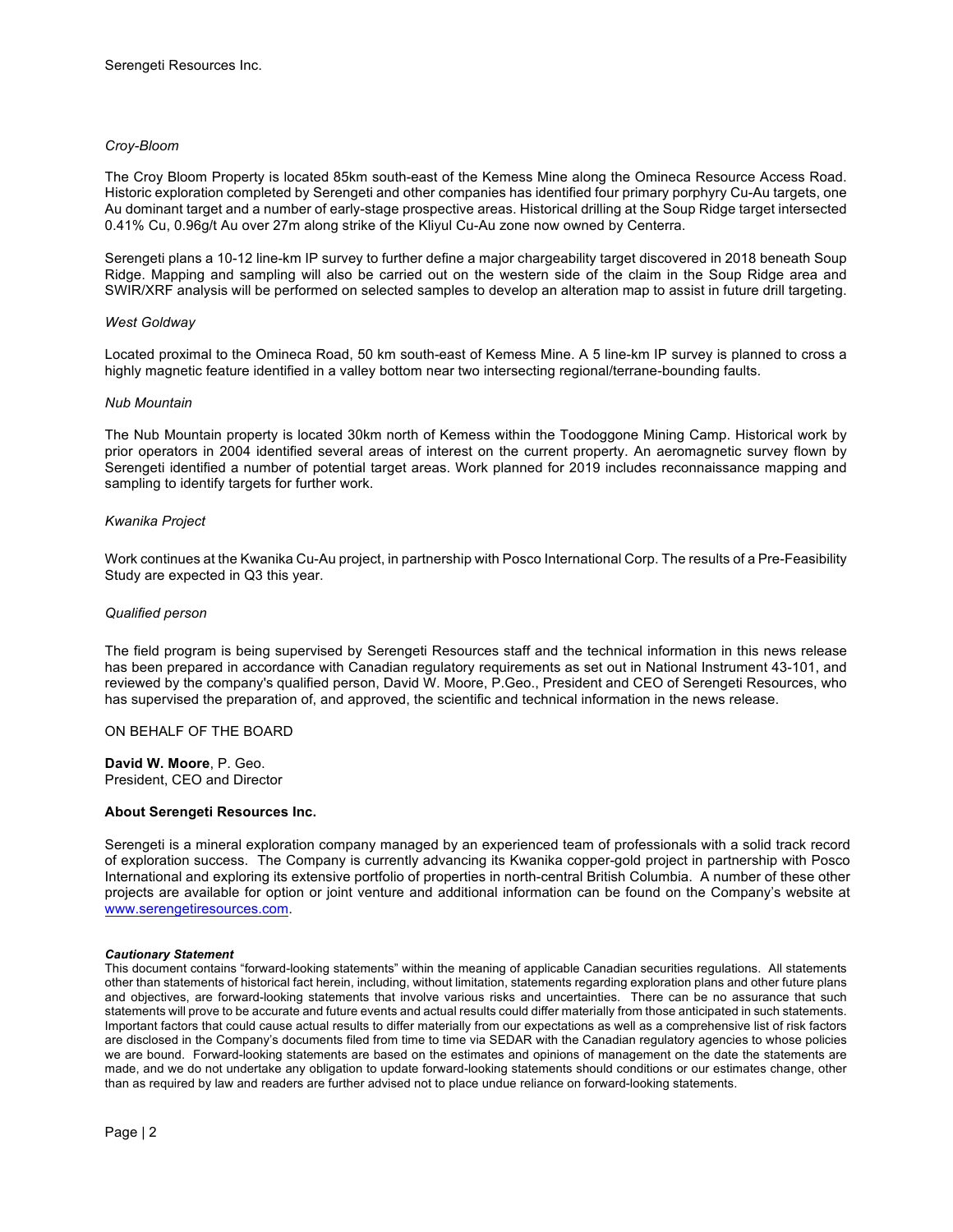*Croy-Bloom*

The Croy Bloom Property is located 85km south-east of the Kemess Mine along the Omineca Resource Access Road. Historic exploration completed by Serengeti and other companies has identified four primary porphyry Cu-Au targets, one Au dominant target and a number of early-stage prospective areas. Historical drilling at the Soup Ridge target intersected 0.41% Cu, 0.96g/t Au over 27m along strike of the Kliyul Cu-Au zone now owned by Centerra.

Serengeti plans a 10-12 line-km IP survey to further define a major chargeability target discovered in 2018 beneath Soup Ridge. Mapping and sampling will also be carried out on the western side of the claim in the Soup Ridge area and SWIR/XRF analysis will be performed on selected samples to develop an alteration map to assist in future drill targeting.

*West Goldway*

Located proximal to the Omineca Road, 50 km south-east of Kemess Mine. A 5 line-km IP survey is planned to cross a highly magnetic feature identified in a valley bottom near two intersecting regional/terrane-bounding faults.

*Nub Mountain*

The Nub Mountain property is located 30km north of Kemess within the Toodoggone Mining Camp. Historical work by prior operators in 2004 identified several areas of interest on the current property. An aeromagnetic survey flown by Serengeti identified a number of potential target areas. Work planned for 2019 includes reconnaissance mapping and sampling to identify targets for further work.

*Kwanika Project*

Work continues at the Kwanika Cu-Au project, in partnership with Posco International Corp. The results of a Pre-Feasibility Study are expected in Q3 this year.

*Qualified person*

The field program is being supervised by Serengeti Resources staff and the technical information in this news release has been prepared in accordance with Canadian regulatory requirements as set out in National Instrument 43-101, and reviewed by the company's qualified person, David W. Moore, P.Geo., President and CEO of Serengeti Resources, who has supervised the preparation of, and approved, the scientific and technical information in the news release.

ON BEHALF OF THE BOARD

**David W. Moore**, P. Geo.
President, CEO and Director

**About Serengeti Resources Inc.**

Serengeti is a mineral exploration company managed by an experienced team of professionals with a solid track record of exploration success. The Company is currently advancing its Kwanika copper-gold project in partnership with Posco International and exploring its extensive portfolio of properties in north-central British Columbia. A number of these other projects are available for option or joint venture and additional information can be found on the Company's website at www.serengetiresources.com.

***Cautionary Statement***
This document contains "forward-looking statements" within the meaning of applicable Canadian securities regulations. All statements other than statements of historical fact herein, including, without limitation, statements regarding exploration plans and other future plans and objectives, are forward-looking statements that involve various risks and uncertainties. There can be no assurance that such statements will prove to be accurate and future events and actual results could differ materially from those anticipated in such statements. Important factors that could cause actual results to differ materially from our expectations as well as a comprehensive list of risk factors are disclosed in the Company's documents filed from time to time via SEDAR with the Canadian regulatory agencies to whose policies we are bound. Forward-looking statements are based on the estimates and opinions of management on the date the statements are made, and we do not undertake any obligation to update forward-looking statements should conditions or our estimates change, other than as required by law and readers are further advised not to place undue reliance on forward-looking statements.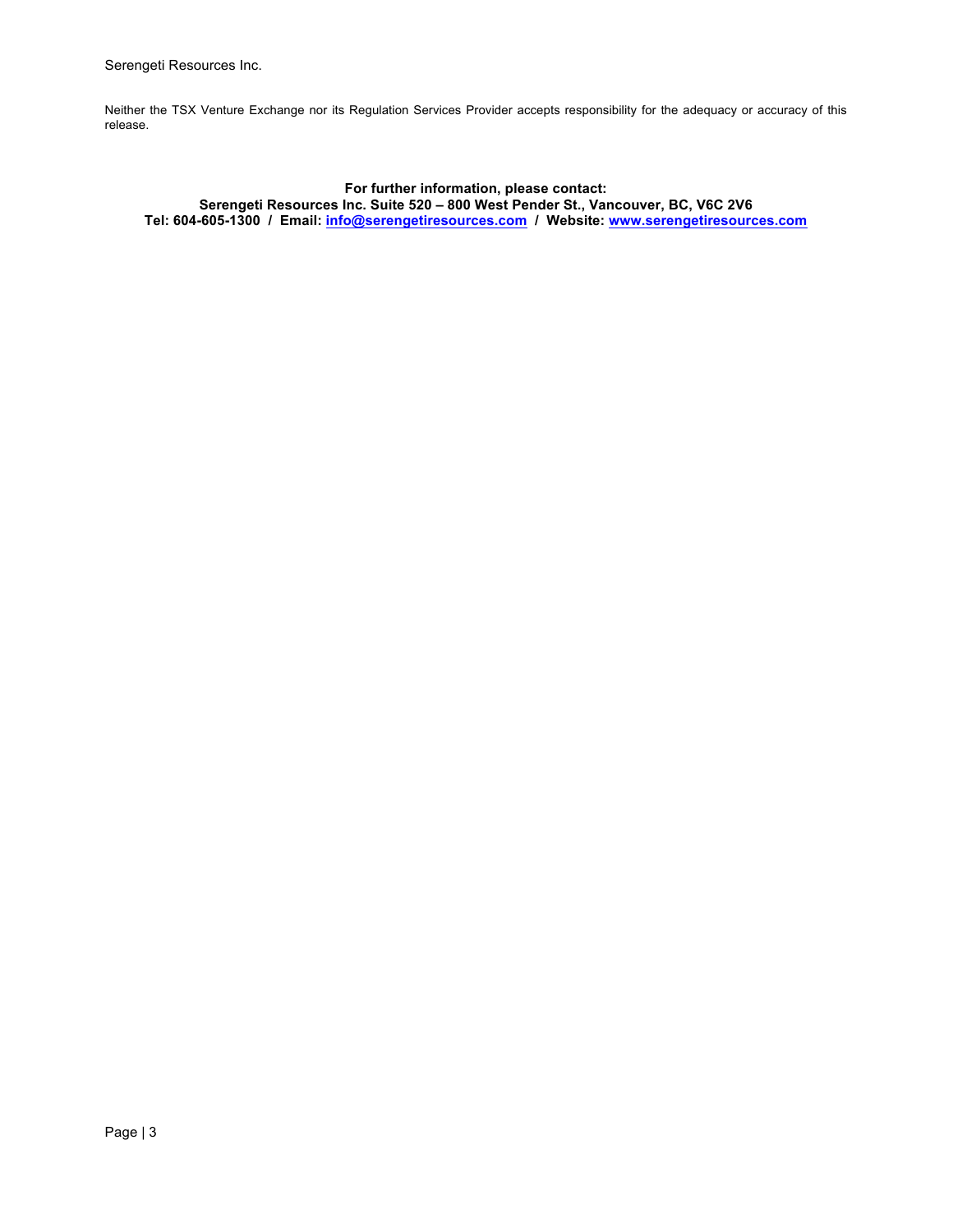Neither the TSX Venture Exchange nor its Regulation Services Provider accepts responsibility for the adequacy or accuracy of this release.

**For further information, please contact:**
**Serengeti Resources Inc. Suite 520 – 800 West Pender St., Vancouver, BC, V6C 2V6**
**Tel: 604-605-1300 / Email: info@serengetiresources.com / Website: www.serengetiresources.com**